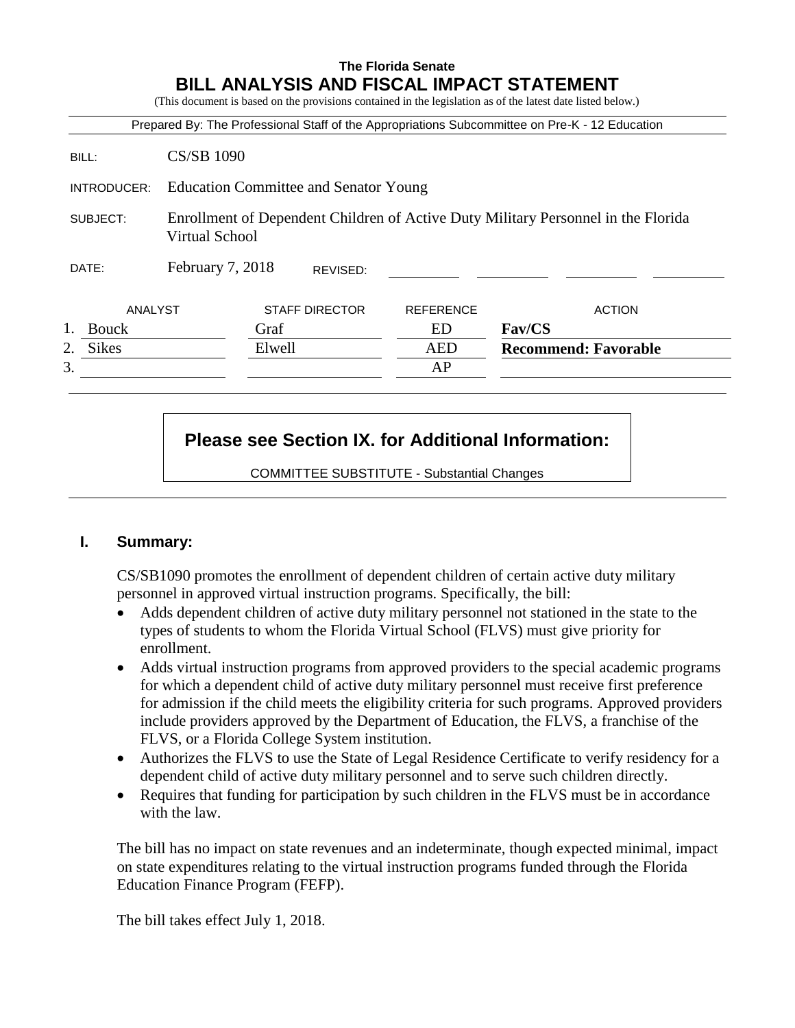**The Florida Senate**

# BILL ANALYSIS AND FISCAL IMPACT STATEMENT

(This document is based on the provisions contained in the legislation as of the latest date listed below.)

Prepared By: The Professional Staff of the Appropriations Subcommittee on Pre-K - 12 Education

BILL: CS/SB 1090

INTRODUCER: Education Committee and Senator Young

SUBJECT: Enrollment of Dependent Children of Active Duty Military Personnel in the Florida Virtual School

DATE: February 7, 2018 REVISED:

| | ANALYST | STAFF DIRECTOR | REFERENCE | ACTION |
|---|---|---|---|---|
| 1. | Bouck | Graf | ED | **Fav/CS** |
| 2. | Sikes | Elwell | AED | **Recommend: Favorable** |
| 3. | | | AP | |

**Please see Section IX. for Additional Information:**

COMMITTEE SUBSTITUTE - Substantial Changes

## I. Summary:

CS/SB1090 promotes the enrollment of dependent children of certain active duty military personnel in approved virtual instruction programs. Specifically, the bill:

- Adds dependent children of active duty military personnel not stationed in the state to the types of students to whom the Florida Virtual School (FLVS) must give priority for enrollment.
- Adds virtual instruction programs from approved providers to the special academic programs for which a dependent child of active duty military personnel must receive first preference for admission if the child meets the eligibility criteria for such programs. Approved providers include providers approved by the Department of Education, the FLVS, a franchise of the FLVS, or a Florida College System institution.
- Authorizes the FLVS to use the State of Legal Residence Certificate to verify residency for a dependent child of active duty military personnel and to serve such children directly.
- Requires that funding for participation by such children in the FLVS must be in accordance with the law.

The bill has no impact on state revenues and an indeterminate, though expected minimal, impact on state expenditures relating to the virtual instruction programs funded through the Florida Education Finance Program (FEFP).

The bill takes effect July 1, 2018.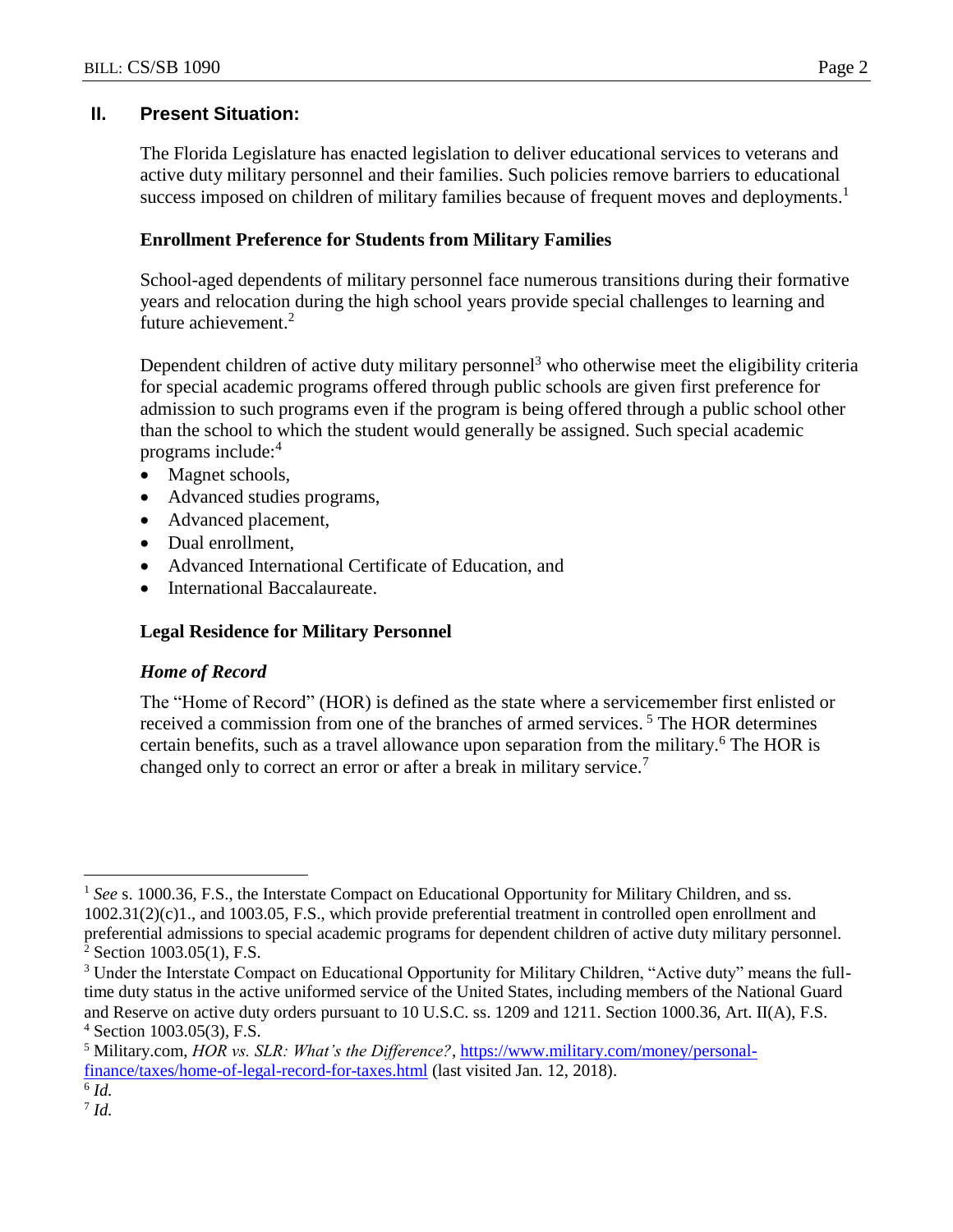## II. Present Situation:

The Florida Legislature has enacted legislation to deliver educational services to veterans and active duty military personnel and their families. Such policies remove barriers to educational success imposed on children of military families because of frequent moves and deployments.[1]

### Enrollment Preference for Students from Military Families

School-aged dependents of military personnel face numerous transitions during their formative years and relocation during the high school years provide special challenges to learning and future achievement.[2]

Dependent children of active duty military personnel[3] who otherwise meet the eligibility criteria for special academic programs offered through public schools are given first preference for admission to such programs even if the program is being offered through a public school other than the school to which the student would generally be assigned. Such special academic programs include:[4]

- Magnet schools,
- Advanced studies programs,
- Advanced placement,
- Dual enrollment,
- Advanced International Certificate of Education, and
- International Baccalaureate.

### Legal Residence for Military Personnel

#### *Home of Record*

The "Home of Record" (HOR) is defined as the state where a servicemember first enlisted or received a commission from one of the branches of armed services.[5] The HOR determines certain benefits, such as a travel allowance upon separation from the military.[6] The HOR is changed only to correct an error or after a break in military service.[7]

---

[1] *See* s. 1000.36, F.S., the Interstate Compact on Educational Opportunity for Military Children, and ss. 1002.31(2)(c)1., and 1003.05, F.S., which provide preferential treatment in controlled open enrollment and preferential admissions to special academic programs for dependent children of active duty military personnel.

[2] Section 1003.05(1), F.S.

[3] Under the Interstate Compact on Educational Opportunity for Military Children, "Active duty" means the full-time duty status in the active uniformed service of the United States, including members of the National Guard and Reserve on active duty orders pursuant to 10 U.S.C. ss. 1209 and 1211. Section 1000.36, Art. II(A), F.S.

[4] Section 1003.05(3), F.S.

[5] Military.com, *HOR vs. SLR: What's the Difference?*, https://www.military.com/money/personal-finance/taxes/home-of-legal-record-for-taxes.html (last visited Jan. 12, 2018).

[6] *Id.*

[7] *Id.*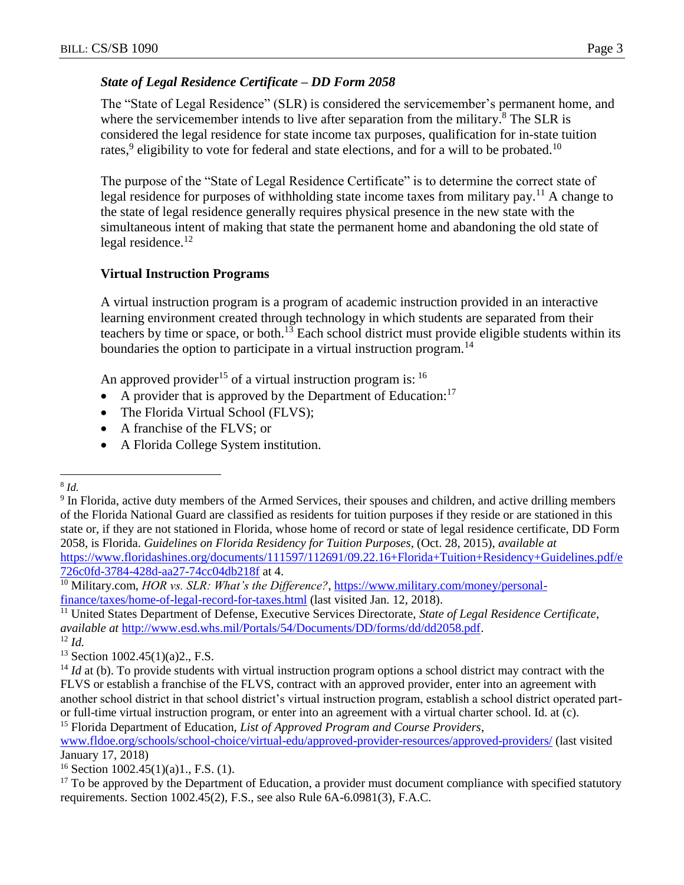### *State of Legal Residence Certificate – DD Form 2058*

The "State of Legal Residence" (SLR) is considered the servicemember's permanent home, and where the servicemember intends to live after separation from the military.[8] The SLR is considered the legal residence for state income tax purposes, qualification for in-state tuition rates,[9] eligibility to vote for federal and state elections, and for a will to be probated.[10]

The purpose of the "State of Legal Residence Certificate" is to determine the correct state of legal residence for purposes of withholding state income taxes from military pay.[11] A change to the state of legal residence generally requires physical presence in the new state with the simultaneous intent of making that state the permanent home and abandoning the old state of legal residence.[12]

### Virtual Instruction Programs

A virtual instruction program is a program of academic instruction provided in an interactive learning environment created through technology in which students are separated from their teachers by time or space, or both.[13] Each school district must provide eligible students within its boundaries the option to participate in a virtual instruction program.[14]

An approved provider[15] of a virtual instruction program is: [16]

- A provider that is approved by the Department of Education:[17]
- The Florida Virtual School (FLVS);
- A franchise of the FLVS; or
- A Florida College System institution.

---

[8] *Id.*

[9] In Florida, active duty members of the Armed Services, their spouses and children, and active drilling members of the Florida National Guard are classified as residents for tuition purposes if they reside or are stationed in this state or, if they are not stationed in Florida, whose home of record or state of legal residence certificate, DD Form 2058, is Florida. *Guidelines on Florida Residency for Tuition Purposes*, (Oct. 28, 2015), *available at* https://www.floridashines.org/documents/111597/112691/09.22.16+Florida+Tuition+Residency+Guidelines.pdf/e726c0fd-3784-428d-aa27-74cc04db218f at 4.

[10] Military.com, *HOR vs. SLR: What's the Difference?*, https://www.military.com/money/personal-finance/taxes/home-of-legal-record-for-taxes.html (last visited Jan. 12, 2018).

[11] United States Department of Defense, Executive Services Directorate, *State of Legal Residence Certificate*, *available at* http://www.esd.whs.mil/Portals/54/Documents/DD/forms/dd/dd2058.pdf.

[12] *Id.*

[13] Section 1002.45(1)(a)2., F.S.

[14] *Id* at (b). To provide students with virtual instruction program options a school district may contract with the FLVS or establish a franchise of the FLVS, contract with an approved provider, enter into an agreement with another school district in that school district's virtual instruction program, establish a school district operated part- or full-time virtual instruction program, or enter into an agreement with a virtual charter school. Id. at (c).

[15] Florida Department of Education, *List of Approved Program and Course Providers*, www.fldoe.org/schools/school-choice/virtual-edu/approved-provider-resources/approved-providers/ (last visited January 17, 2018)

[16] Section 1002.45(1)(a)1., F.S. (1).

[17] To be approved by the Department of Education, a provider must document compliance with specified statutory requirements. Section 1002.45(2), F.S., see also Rule 6A-6.0981(3), F.A.C.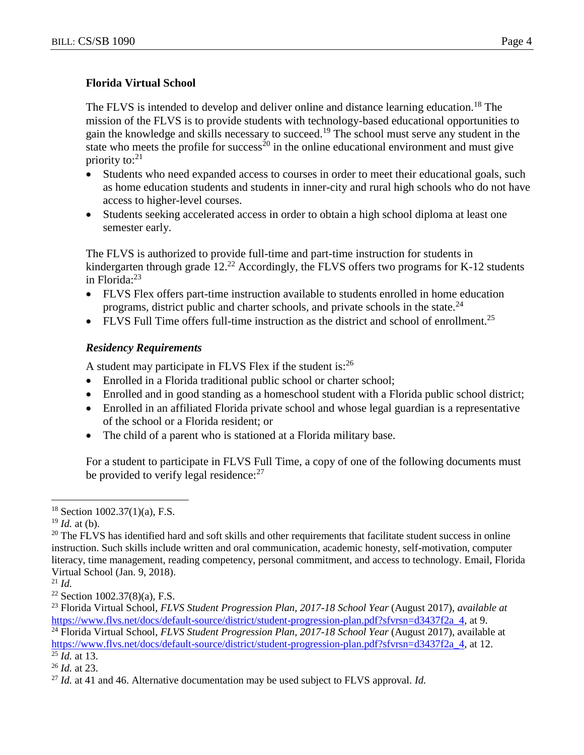**Florida Virtual School**

The FLVS is intended to develop and deliver online and distance learning education.[18] The mission of the FLVS is to provide students with technology-based educational opportunities to gain the knowledge and skills necessary to succeed.[19] The school must serve any student in the state who meets the profile for success[20] in the online educational environment and must give priority to:[21]

- Students who need expanded access to courses in order to meet their educational goals, such as home education students and students in inner-city and rural high schools who do not have access to higher-level courses.
- Students seeking accelerated access in order to obtain a high school diploma at least one semester early.

The FLVS is authorized to provide full-time and part-time instruction for students in kindergarten through grade 12.[22] Accordingly, the FLVS offers two programs for K-12 students in Florida:[23]

- FLVS Flex offers part-time instruction available to students enrolled in home education programs, district public and charter schools, and private schools in the state.[24]
- FLVS Full Time offers full-time instruction as the district and school of enrollment.[25]

***Residency Requirements***

A student may participate in FLVS Flex if the student is:[26]

- Enrolled in a Florida traditional public school or charter school;
- Enrolled and in good standing as a homeschool student with a Florida public school district;
- Enrolled in an affiliated Florida private school and whose legal guardian is a representative of the school or a Florida resident; or
- The child of a parent who is stationed at a Florida military base.

For a student to participate in FLVS Full Time, a copy of one of the following documents must be provided to verify legal residence:[27]

---

[18] Section 1002.37(1)(a), F.S.

[19] *Id.* at (b).

[20] The FLVS has identified hard and soft skills and other requirements that facilitate student success in online instruction. Such skills include written and oral communication, academic honesty, self-motivation, computer literacy, time management, reading competency, personal commitment, and access to technology. Email, Florida Virtual School (Jan. 9, 2018).

[21] *Id.*

[22] Section 1002.37(8)(a), F.S.

[23] Florida Virtual School, *FLVS Student Progression Plan, 2017-18 School Year* (August 2017), *available at* https://www.flvs.net/docs/default-source/district/student-progression-plan.pdf?sfvrsn=d3437f2a_4, at 9.

[24] Florida Virtual School, *FLVS Student Progression Plan, 2017-18 School Year* (August 2017), available at https://www.flvs.net/docs/default-source/district/student-progression-plan.pdf?sfvrsn=d3437f2a_4, at 12.

[25] *Id.* at 13.

[26] *Id.* at 23.

[27] *Id.* at 41 and 46. Alternative documentation may be used subject to FLVS approval. *Id.*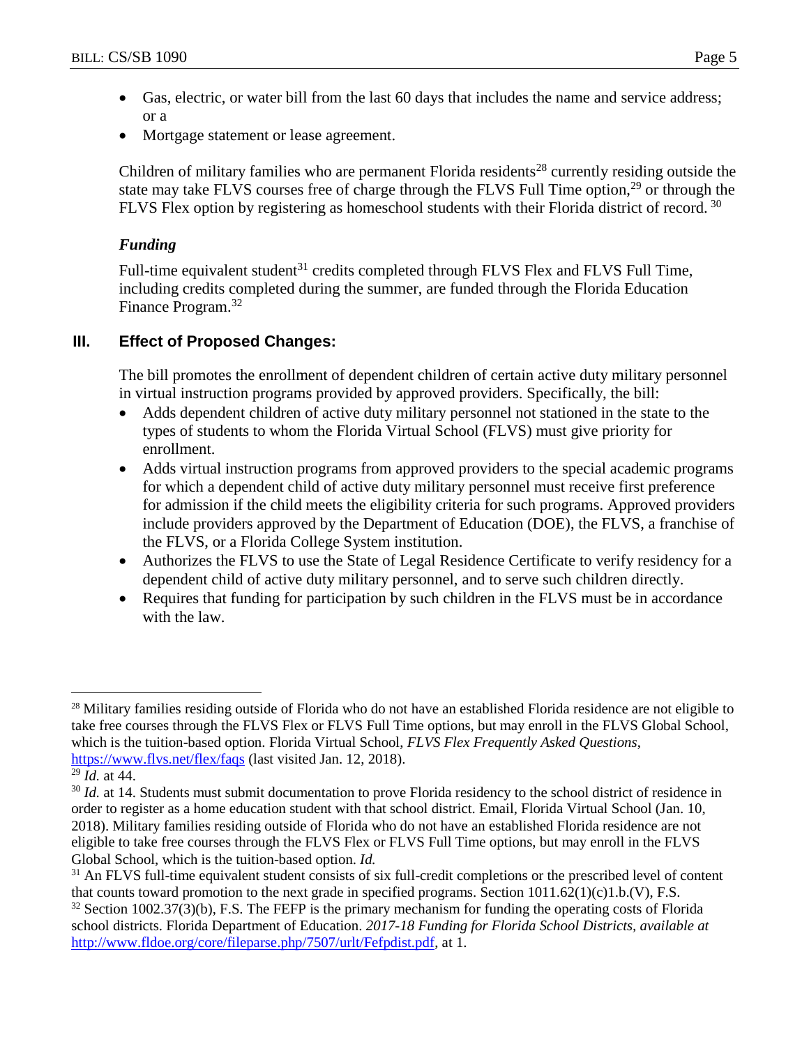- Gas, electric, or water bill from the last 60 days that includes the name and service address; or a
- Mortgage statement or lease agreement.

Children of military families who are permanent Florida residents[28] currently residing outside the state may take FLVS courses free of charge through the FLVS Full Time option,[29] or through the FLVS Flex option by registering as homeschool students with their Florida district of record.[30]

### *Funding*

Full-time equivalent student[31] credits completed through FLVS Flex and FLVS Full Time, including credits completed during the summer, are funded through the Florida Education Finance Program.[32]

## III. Effect of Proposed Changes:

The bill promotes the enrollment of dependent children of certain active duty military personnel in virtual instruction programs provided by approved providers. Specifically, the bill:

- Adds dependent children of active duty military personnel not stationed in the state to the types of students to whom the Florida Virtual School (FLVS) must give priority for enrollment.
- Adds virtual instruction programs from approved providers to the special academic programs for which a dependent child of active duty military personnel must receive first preference for admission if the child meets the eligibility criteria for such programs. Approved providers include providers approved by the Department of Education (DOE), the FLVS, a franchise of the FLVS, or a Florida College System institution.
- Authorizes the FLVS to use the State of Legal Residence Certificate to verify residency for a dependent child of active duty military personnel, and to serve such children directly.
- Requires that funding for participation by such children in the FLVS must be in accordance with the law.

---

[28] Military families residing outside of Florida who do not have an established Florida residence are not eligible to take free courses through the FLVS Flex or FLVS Full Time options, but may enroll in the FLVS Global School, which is the tuition-based option. Florida Virtual School, *FLVS Flex Frequently Asked Questions*, https://www.flvs.net/flex/faqs (last visited Jan. 12, 2018).

[29] *Id.* at 44.

[30] *Id.* at 14. Students must submit documentation to prove Florida residency to the school district of residence in order to register as a home education student with that school district. Email, Florida Virtual School (Jan. 10, 2018). Military families residing outside of Florida who do not have an established Florida residence are not eligible to take free courses through the FLVS Flex or FLVS Full Time options, but may enroll in the FLVS Global School, which is the tuition-based option. *Id.*

[31] An FLVS full-time equivalent student consists of six full-credit completions or the prescribed level of content that counts toward promotion to the next grade in specified programs. Section 1011.62(1)(c)1.b.(V), F.S.

[32] Section 1002.37(3)(b), F.S. The FEFP is the primary mechanism for funding the operating costs of Florida school districts. Florida Department of Education. *2017-18 Funding for Florida School Districts, available at* http://www.fldoe.org/core/fileparse.php/7507/urlt/Fefpdist.pdf, at 1.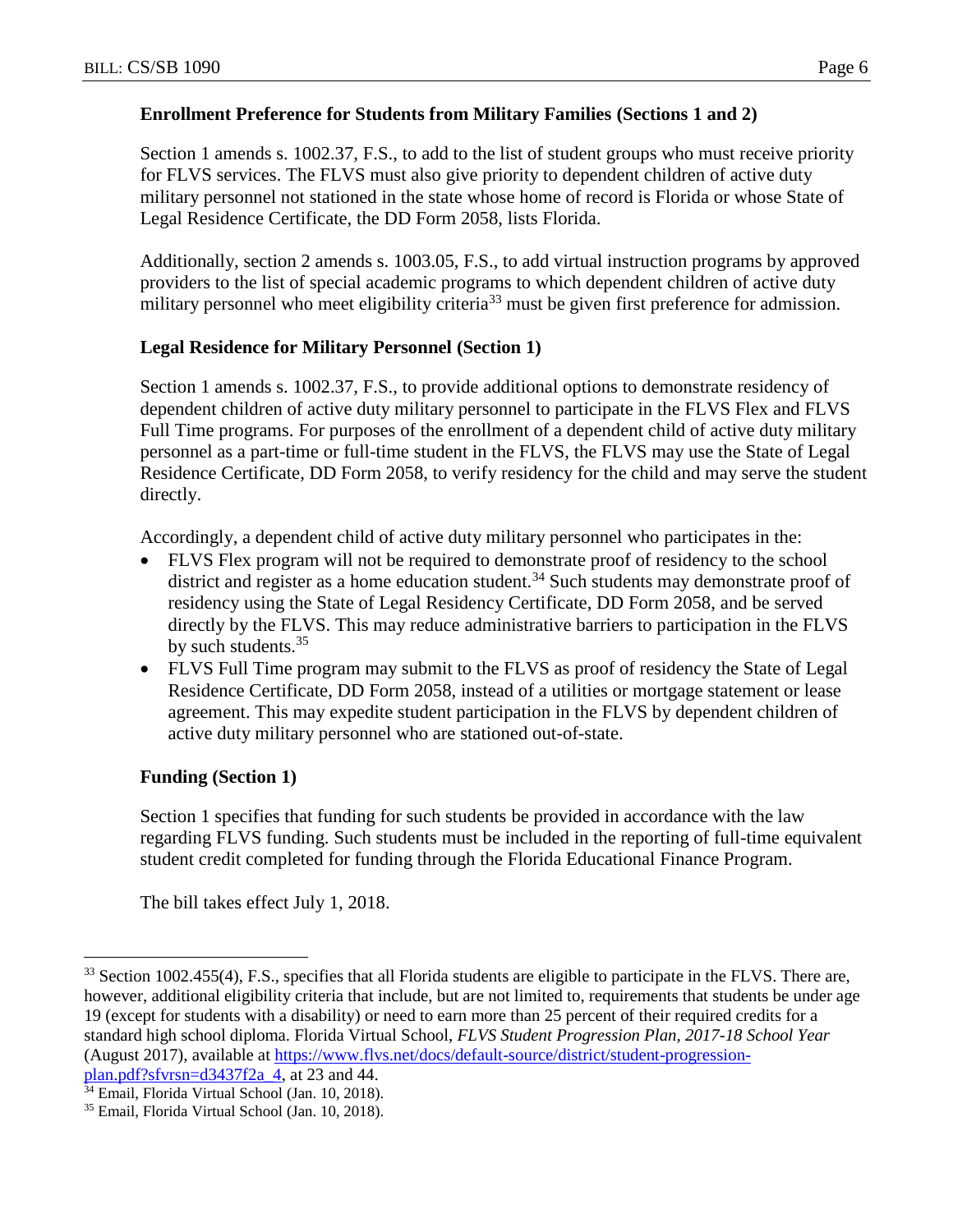**Enrollment Preference for Students from Military Families (Sections 1 and 2)**

Section 1 amends s. 1002.37, F.S., to add to the list of student groups who must receive priority for FLVS services. The FLVS must also give priority to dependent children of active duty military personnel not stationed in the state whose home of record is Florida or whose State of Legal Residence Certificate, the DD Form 2058, lists Florida.

Additionally, section 2 amends s. 1003.05, F.S., to add virtual instruction programs by approved providers to the list of special academic programs to which dependent children of active duty military personnel who meet eligibility criteria[33] must be given first preference for admission.

**Legal Residence for Military Personnel (Section 1)**

Section 1 amends s. 1002.37, F.S., to provide additional options to demonstrate residency of dependent children of active duty military personnel to participate in the FLVS Flex and FLVS Full Time programs. For purposes of the enrollment of a dependent child of active duty military personnel as a part-time or full-time student in the FLVS, the FLVS may use the State of Legal Residence Certificate, DD Form 2058, to verify residency for the child and may serve the student directly.

Accordingly, a dependent child of active duty military personnel who participates in the:

- FLVS Flex program will not be required to demonstrate proof of residency to the school district and register as a home education student.[34] Such students may demonstrate proof of residency using the State of Legal Residency Certificate, DD Form 2058, and be served directly by the FLVS. This may reduce administrative barriers to participation in the FLVS by such students.[35]
- FLVS Full Time program may submit to the FLVS as proof of residency the State of Legal Residence Certificate, DD Form 2058, instead of a utilities or mortgage statement or lease agreement. This may expedite student participation in the FLVS by dependent children of active duty military personnel who are stationed out-of-state.

**Funding (Section 1)**

Section 1 specifies that funding for such students be provided in accordance with the law regarding FLVS funding. Such students must be included in the reporting of full-time equivalent student credit completed for funding through the Florida Educational Finance Program.

The bill takes effect July 1, 2018.

---

[33] Section 1002.455(4), F.S., specifies that all Florida students are eligible to participate in the FLVS. There are, however, additional eligibility criteria that include, but are not limited to, requirements that students be under age 19 (except for students with a disability) or need to earn more than 25 percent of their required credits for a standard high school diploma. Florida Virtual School, *FLVS Student Progression Plan, 2017-18 School Year* (August 2017), available at [https://www.flvs.net/docs/default-source/district/student-progression-plan.pdf?sfvrsn=d3437f2a_4](https://www.flvs.net/docs/default-source/district/student-progression-plan.pdf?sfvrsn=d3437f2a_4), at 23 and 44.

[34] Email, Florida Virtual School (Jan. 10, 2018).

[35] Email, Florida Virtual School (Jan. 10, 2018).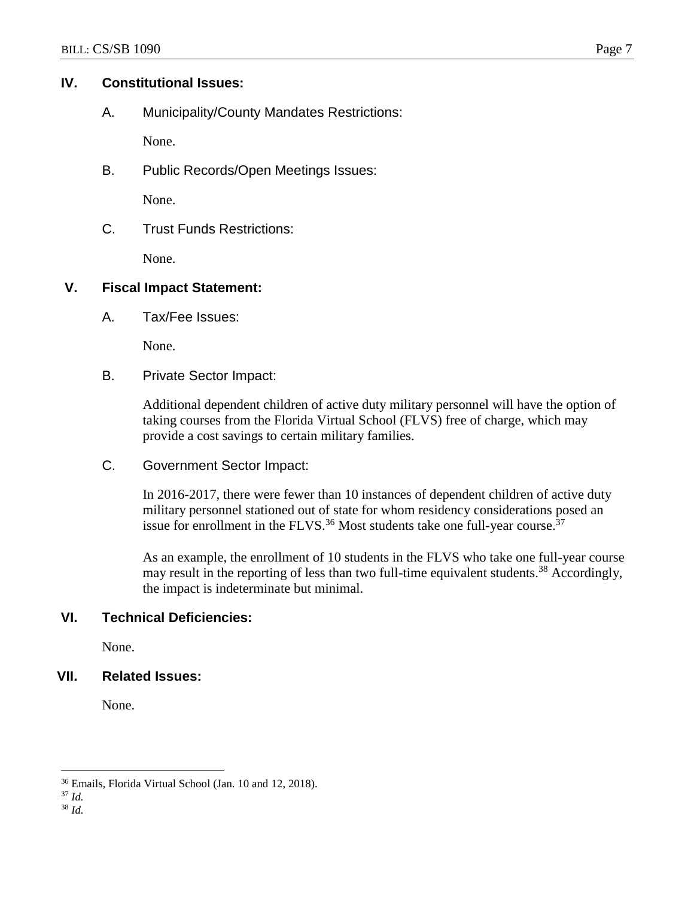## IV. Constitutional Issues:

### A. Municipality/County Mandates Restrictions:

None.

### B. Public Records/Open Meetings Issues:

None.

### C. Trust Funds Restrictions:

None.

## V. Fiscal Impact Statement:

### A. Tax/Fee Issues:

None.

### B. Private Sector Impact:

Additional dependent children of active duty military personnel will have the option of taking courses from the Florida Virtual School (FLVS) free of charge, which may provide a cost savings to certain military families.

### C. Government Sector Impact:

In 2016-2017, there were fewer than 10 instances of dependent children of active duty military personnel stationed out of state for whom residency considerations posed an issue for enrollment in the FLVS.[36] Most students take one full-year course.[37]

As an example, the enrollment of 10 students in the FLVS who take one full-year course may result in the reporting of less than two full-time equivalent students.[38] Accordingly, the impact is indeterminate but minimal.

## VI. Technical Deficiencies:

None.

## VII. Related Issues:

None.

---

[36] Emails, Florida Virtual School (Jan. 10 and 12, 2018).

[37] *Id.*

[38] *Id.*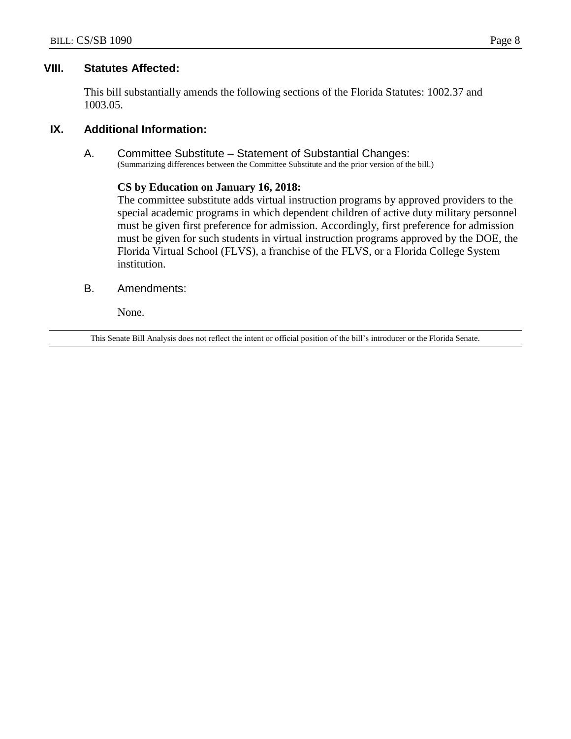## VIII. Statutes Affected:

This bill substantially amends the following sections of the Florida Statutes: 1002.37 and 1003.05.

## IX. Additional Information:

### A. Committee Substitute – Statement of Substantial Changes:

(Summarizing differences between the Committee Substitute and the prior version of the bill.)

**CS by Education on January 16, 2018:**

The committee substitute adds virtual instruction programs by approved providers to the special academic programs in which dependent children of active duty military personnel must be given first preference for admission. Accordingly, first preference for admission must be given for such students in virtual instruction programs approved by the DOE, the Florida Virtual School (FLVS), a franchise of the FLVS, or a Florida College System institution.

### B. Amendments:

None.

This Senate Bill Analysis does not reflect the intent or official position of the bill's introducer or the Florida Senate.